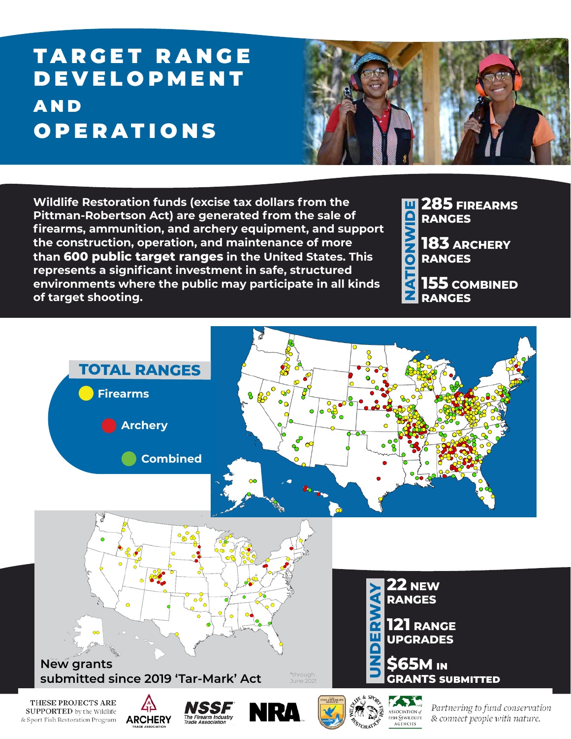# TARGET RANGE DEVELOPMENT AND OPERATIONS

Wildlife Restoration funds (excise tax dollars from the Pittman-Robertson Act) are generated from the sale of firearms, ammunition, and archery equipment, and support the construction, operation, and maintenance of more than **600 public target ranges** in the United States. This represents a significant investment in safe, structured environments where the public may participate in all kinds of target shooting.

## NATIONWIDE

- **285** FIREARMS RANGES
- **183** ARCHERY RANGES
- **155** COMBINED RANGES

## TOTAL RANGES

- Firearms
- Archery
- Combined

New grants submitted since 2019 'Tar-Mark' Act

*through June 2021

## UNDERWAY

- **22** NEW RANGES
- **121** RANGE UPGRADES
- **$65M** IN GRANTS SUBMITTED

THESE PROJECTS ARE SUPPORTED by the Wildlife & Sport Fish Restoration Program

ARCHERY TRADE ASSOCIATION | NSSF The Firearm Industry Trade Association | NRA | U.S. Fish & Wildlife Service | Wildlife & Sport Fish Restoration | Association of Fish & Wildlife Agencies

*Partnering to fund conservation & connect people with nature.*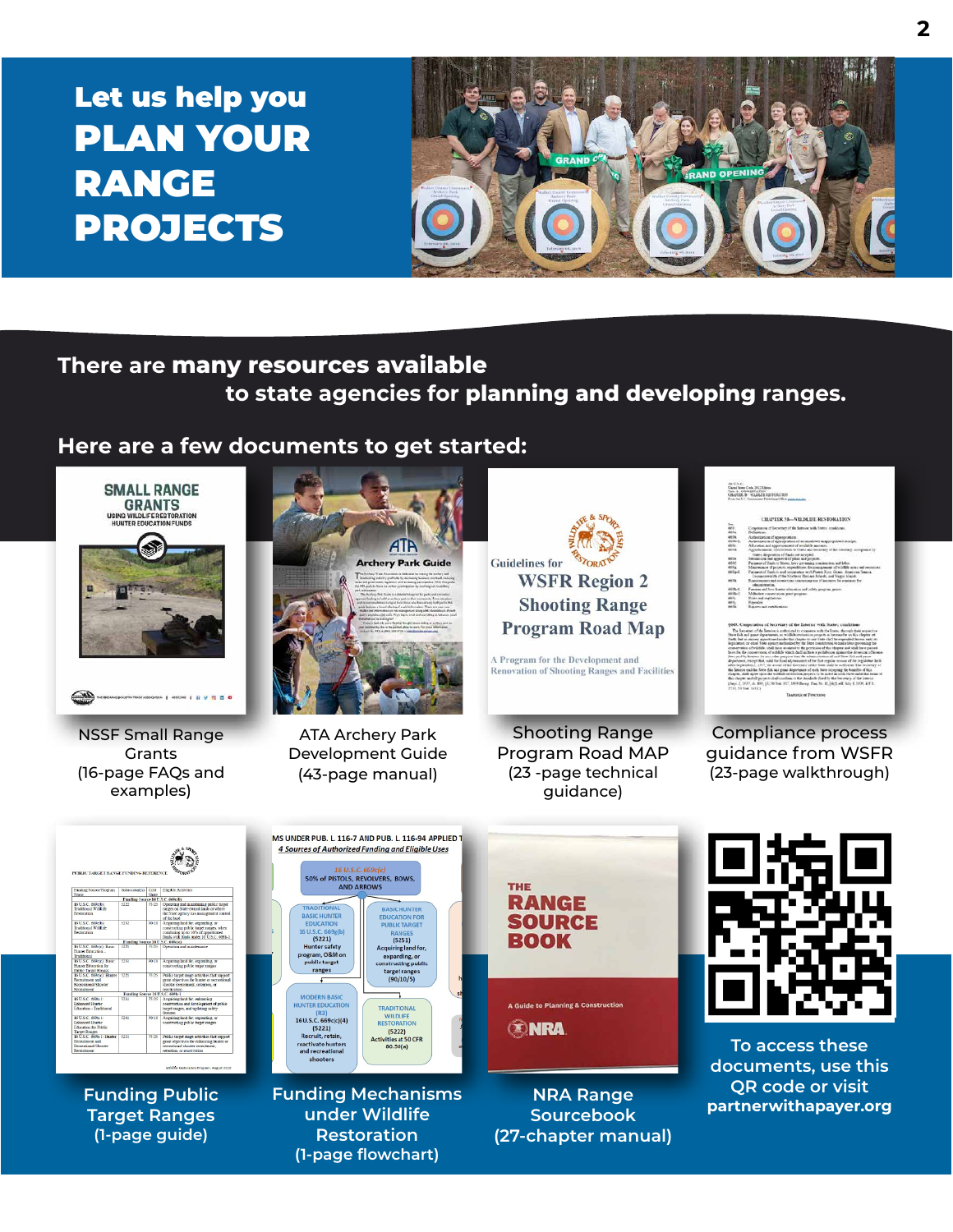# Let us help you PLAN YOUR RANGE PROJECTS

There are **many resources available** to state agencies for **planning and developing** ranges.

## Here are a few documents to get started:

NSSF Small Range Grants (16-page FAQs and examples)

ATA Archery Park Development Guide (43-page manual)

Shooting Range Program Road MAP (23 -page technical guidance)

Compliance process guidance from WSFR (23-page walkthrough)

Funding Public Target Ranges (1-page guide)

Funding Mechanisms under Wildlife Restoration (1-page flowchart)

NRA Range Sourcebook (27-chapter manual)

To access these documents, use this QR code or visit **partnerwithapayer.org**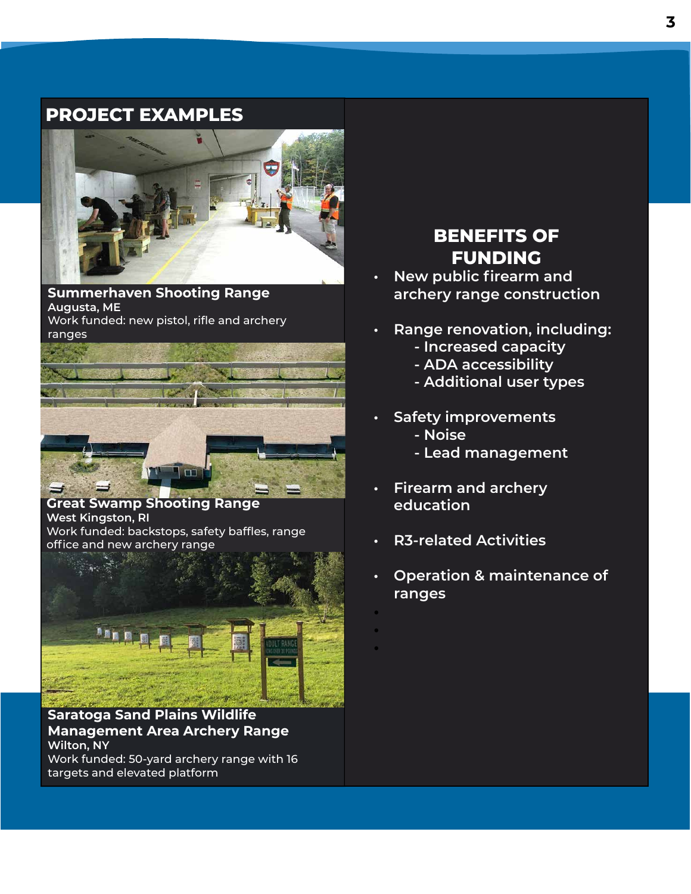## PROJECT EXAMPLES

**Summerhaven Shooting Range**
**Augusta, ME**
Work funded: new pistol, rifle and archery ranges

**Great Swamp Shooting Range**
**West Kingston, RI**
Work funded: backstops, safety baffles, range office and new archery range

**Saratoga Sand Plains Wildlife Management Area Archery Range**
**Wilton, NY**
Work funded: 50-yard archery range with 16 targets and elevated platform

## BENEFITS OF FUNDING

- New public firearm and archery range construction
- Range renovation, including:
  - Increased capacity
  - ADA accessibility
  - Additional user types
- Safety improvements
  - Noise
  - Lead management
- Firearm and archery education
- R3-related Activities
- Operation & maintenance of ranges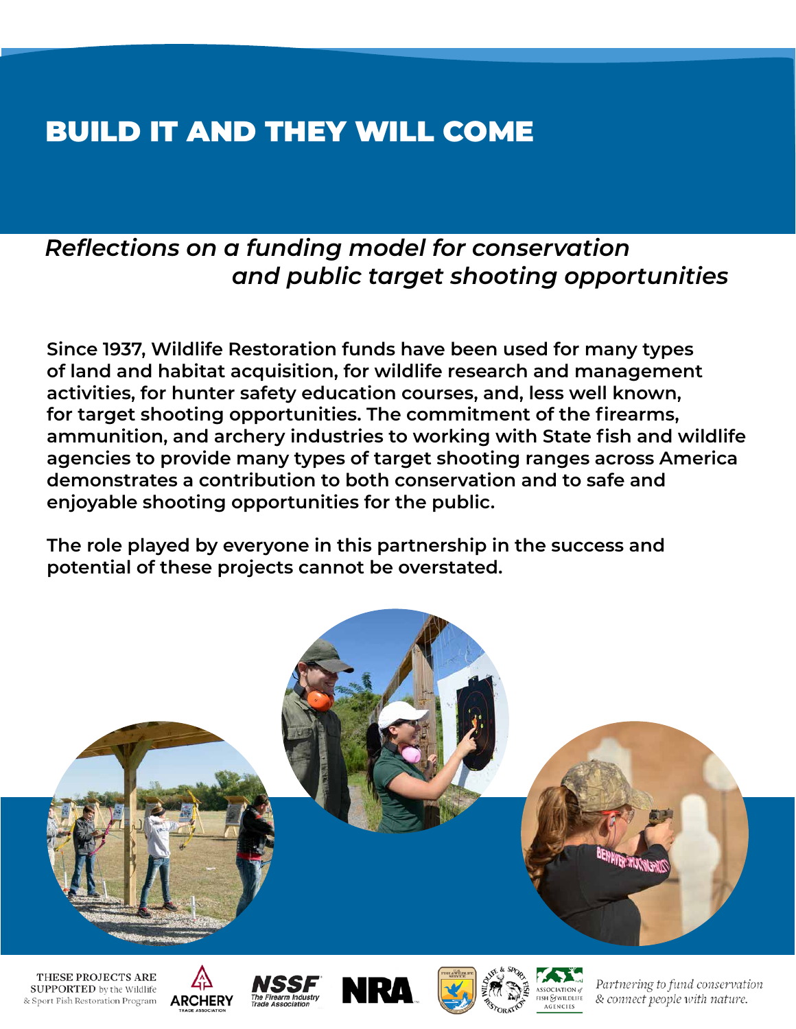# BUILD IT AND THEY WILL COME

*Reflections on a funding model for conservation and public target shooting opportunities*

**Since 1937, Wildlife Restoration funds have been used for many types of land and habitat acquisition, for wildlife research and management activities, for hunter safety education courses, and, less well known, for target shooting opportunities. The commitment of the firearms, ammunition, and archery industries to working with State fish and wildlife agencies to provide many types of target shooting ranges across America demonstrates a contribution to both conservation and to safe and enjoyable shooting opportunities for the public.**

**The role played by everyone in this partnership in the success and potential of these projects cannot be overstated.**

THESE PROJECTS ARE SUPPORTED by the Wildlife & Sport Fish Restoration Program

ARCHERY TRADE ASSOCIATION

NSSF The Firearm Industry Trade Association

NRA

U.S. Fish & Wildlife Service

Wildlife & Sport Fish Restoration

Association of Fish & Wildlife Agencies

*Partnering to fund conservation & connect people with nature.*